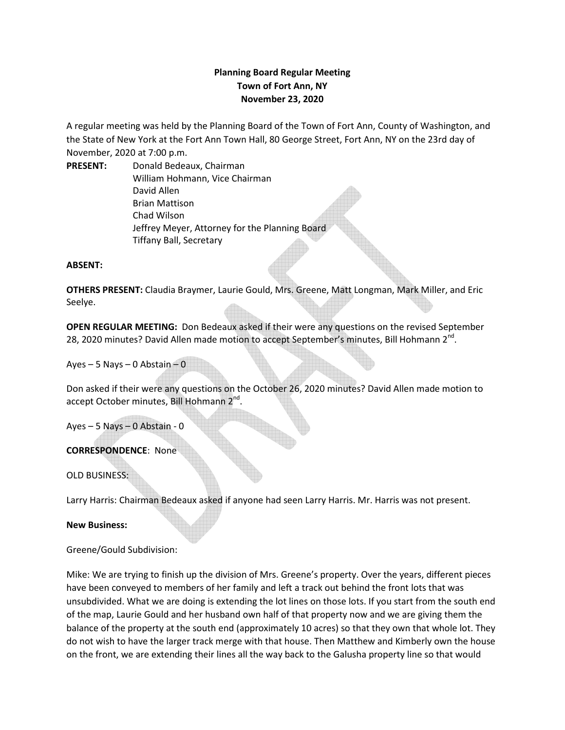**Planning Board Regular Meeting**
**Town of Fort Ann, NY**
**November 23, 2020**

A regular meeting was held by the Planning Board of the Town of Fort Ann, County of Washington, and the State of New York at the Fort Ann Town Hall, 80 George Street, Fort Ann, NY on the 23rd day of November, 2020 at 7:00 p.m.

**PRESENT:** Donald Bedeaux, Chairman
William Hohmann, Vice Chairman
David Allen
Brian Mattison
Chad Wilson
Jeffrey Meyer, Attorney for the Planning Board
Tiffany Ball, Secretary

**ABSENT:**

**OTHERS PRESENT:** Claudia Braymer, Laurie Gould, Mrs. Greene, Matt Longman, Mark Miller, and Eric Seelye.

**OPEN REGULAR MEETING:** Don Bedeaux asked if their were any questions on the revised September 28, 2020 minutes? David Allen made motion to accept September's minutes, Bill Hohmann 2nd.

Ayes – 5 Nays – 0 Abstain – 0

Don asked if their were any questions on the October 26, 2020 minutes? David Allen made motion to accept October minutes, Bill Hohmann 2nd.

Ayes – 5 Nays – 0 Abstain - 0

**CORRESPONDENCE**: None

OLD BUSINESS:

Larry Harris: Chairman Bedeaux asked if anyone had seen Larry Harris. Mr. Harris was not present.

**New Business:**

Greene/Gould Subdivision:

Mike: We are trying to finish up the division of Mrs. Greene's property. Over the years, different pieces have been conveyed to members of her family and left a track out behind the front lots that was unsubdivided. What we are doing is extending the lot lines on those lots. If you start from the south end of the map, Laurie Gould and her husband own half of that property now and we are giving them the balance of the property at the south end (approximately 10 acres) so that they own that whole lot. They do not wish to have the larger track merge with that house. Then Matthew and Kimberly own the house on the front, we are extending their lines all the way back to the Galusha property line so that would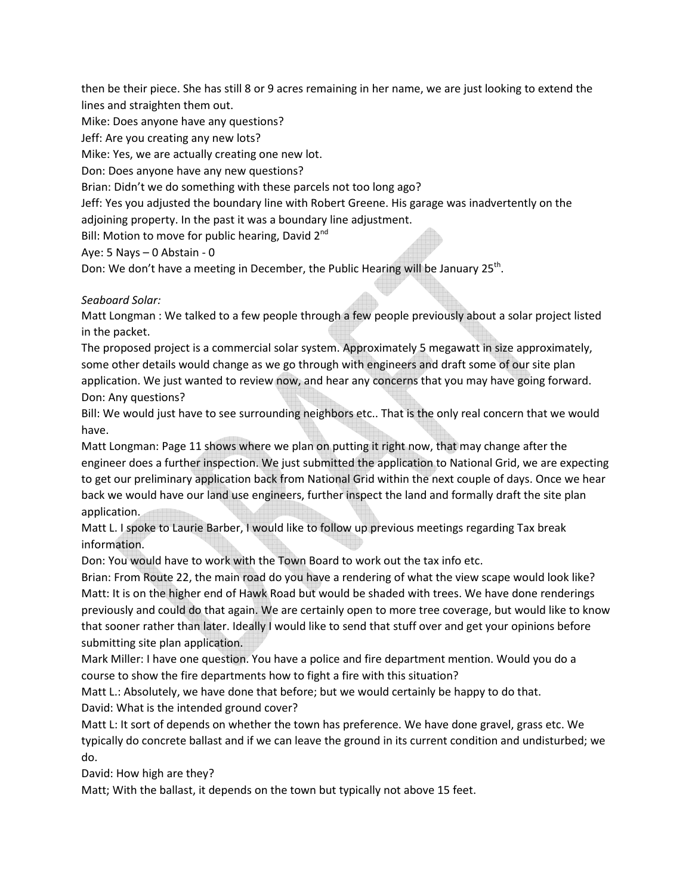then be their piece. She has still 8 or 9 acres remaining in her name, we are just looking to extend the lines and straighten them out.

Mike: Does anyone have any questions?

Jeff: Are you creating any new lots?

Mike: Yes, we are actually creating one new lot.

Don: Does anyone have any new questions?

Brian: Didn't we do something with these parcels not too long ago?

Jeff: Yes you adjusted the boundary line with Robert Greene. His garage was inadvertently on the adjoining property. In the past it was a boundary line adjustment.

Bill: Motion to move for public hearing, David 2nd

Aye: 5 Nays – 0 Abstain - 0

Don: We don't have a meeting in December, the Public Hearing will be January 25th.

*Seaboard Solar:*

Matt Longman : We talked to a few people through a few people previously about a solar project listed in the packet.

The proposed project is a commercial solar system. Approximately 5 megawatt in size approximately, some other details would change as we go through with engineers and draft some of our site plan application. We just wanted to review now, and hear any concerns that you may have going forward.

Don: Any questions?

Bill: We would just have to see surrounding neighbors etc.. That is the only real concern that we would have.

Matt Longman: Page 11 shows where we plan on putting it right now, that may change after the engineer does a further inspection. We just submitted the application to National Grid, we are expecting to get our preliminary application back from National Grid within the next couple of days. Once we hear back we would have our land use engineers, further inspect the land and formally draft the site plan application.

Matt L. I spoke to Laurie Barber, I would like to follow up previous meetings regarding Tax break information.

Don: You would have to work with the Town Board to work out the tax info etc.

Brian: From Route 22, the main road do you have a rendering of what the view scape would look like?

Matt: It is on the higher end of Hawk Road but would be shaded with trees. We have done renderings previously and could do that again. We are certainly open to more tree coverage, but would like to know that sooner rather than later. Ideally I would like to send that stuff over and get your opinions before submitting site plan application.

Mark Miller: I have one question. You have a police and fire department mention. Would you do a course to show the fire departments how to fight a fire with this situation?

Matt L.: Absolutely, we have done that before; but we would certainly be happy to do that.

David: What is the intended ground cover?

Matt L: It sort of depends on whether the town has preference. We have done gravel, grass etc. We typically do concrete ballast and if we can leave the ground in its current condition and undisturbed; we do.

David: How high are they?

Matt; With the ballast, it depends on the town but typically not above 15 feet.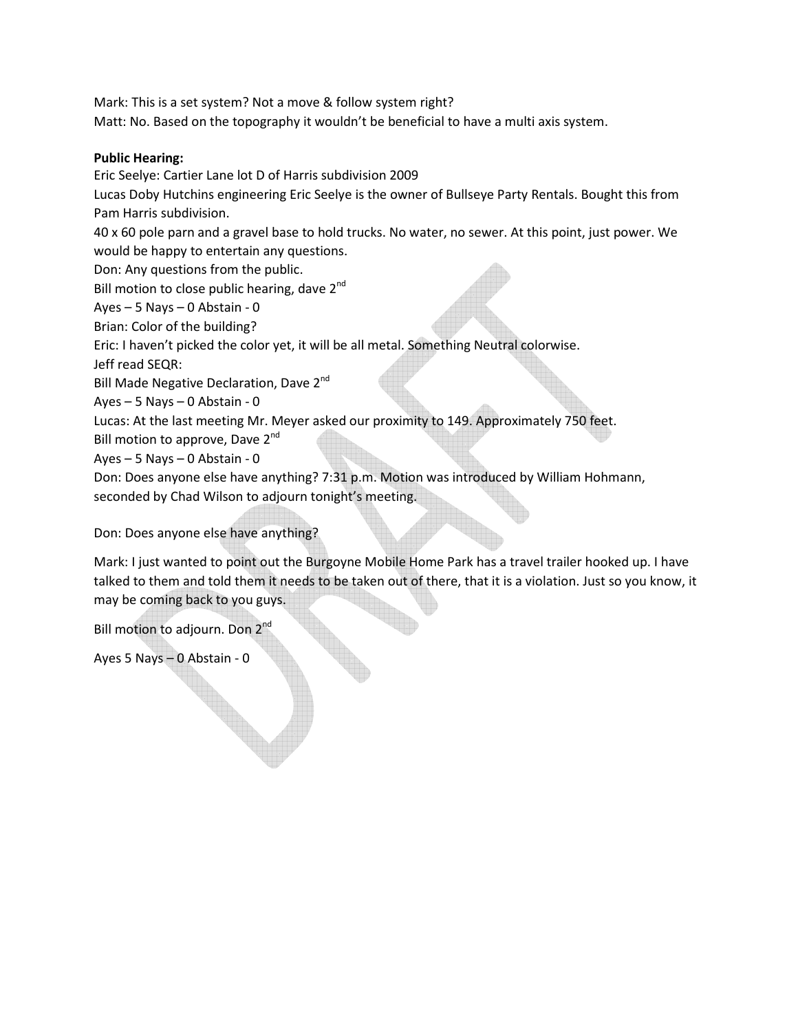Mark: This is a set system? Not a move & follow system right?
Matt: No. Based on the topography it wouldn't be beneficial to have a multi axis system.

**Public Hearing:**
Eric Seelye: Cartier Lane lot D of Harris subdivision 2009
Lucas Doby Hutchins engineering Eric Seelye is the owner of Bullseye Party Rentals. Bought this from Pam Harris subdivision.
40 x 60 pole parn and a gravel base to hold trucks. No water, no sewer. At this point, just power. We would be happy to entertain any questions.
Don: Any questions from the public.
Bill motion to close public hearing, dave 2nd
Ayes – 5 Nays – 0 Abstain - 0
Brian: Color of the building?
Eric: I haven't picked the color yet, it will be all metal. Something Neutral colorwise.
Jeff read SEQR:
Bill Made Negative Declaration, Dave 2nd
Ayes – 5 Nays – 0 Abstain - 0
Lucas: At the last meeting Mr. Meyer asked our proximity to 149. Approximately 750 feet.
Bill motion to approve, Dave 2nd
Ayes – 5 Nays – 0 Abstain - 0
Don: Does anyone else have anything? 7:31 p.m. Motion was introduced by William Hohmann, seconded by Chad Wilson to adjourn tonight's meeting.

Don: Does anyone else have anything?

Mark: I just wanted to point out the Burgoyne Mobile Home Park has a travel trailer hooked up. I have talked to them and told them it needs to be taken out of there, that it is a violation. Just so you know, it may be coming back to you guys.

Bill motion to adjourn. Don 2nd

Ayes 5 Nays – 0 Abstain - 0